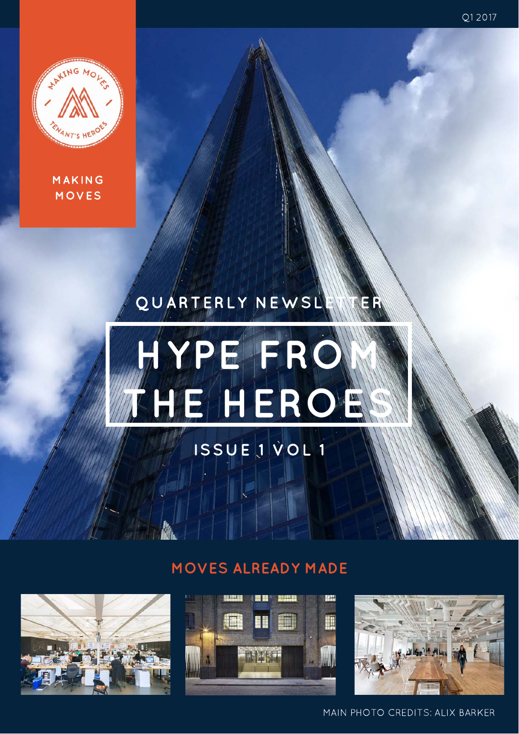Q1 2017

MAKING MOVES

QUARTERLY NEWSLETTER

# HYPE FROM THE HEROES

ISSUE 1 VOL 1

## MOVES ALREADY MADE

MAIN PHOTO CREDITS: ALIX BARKER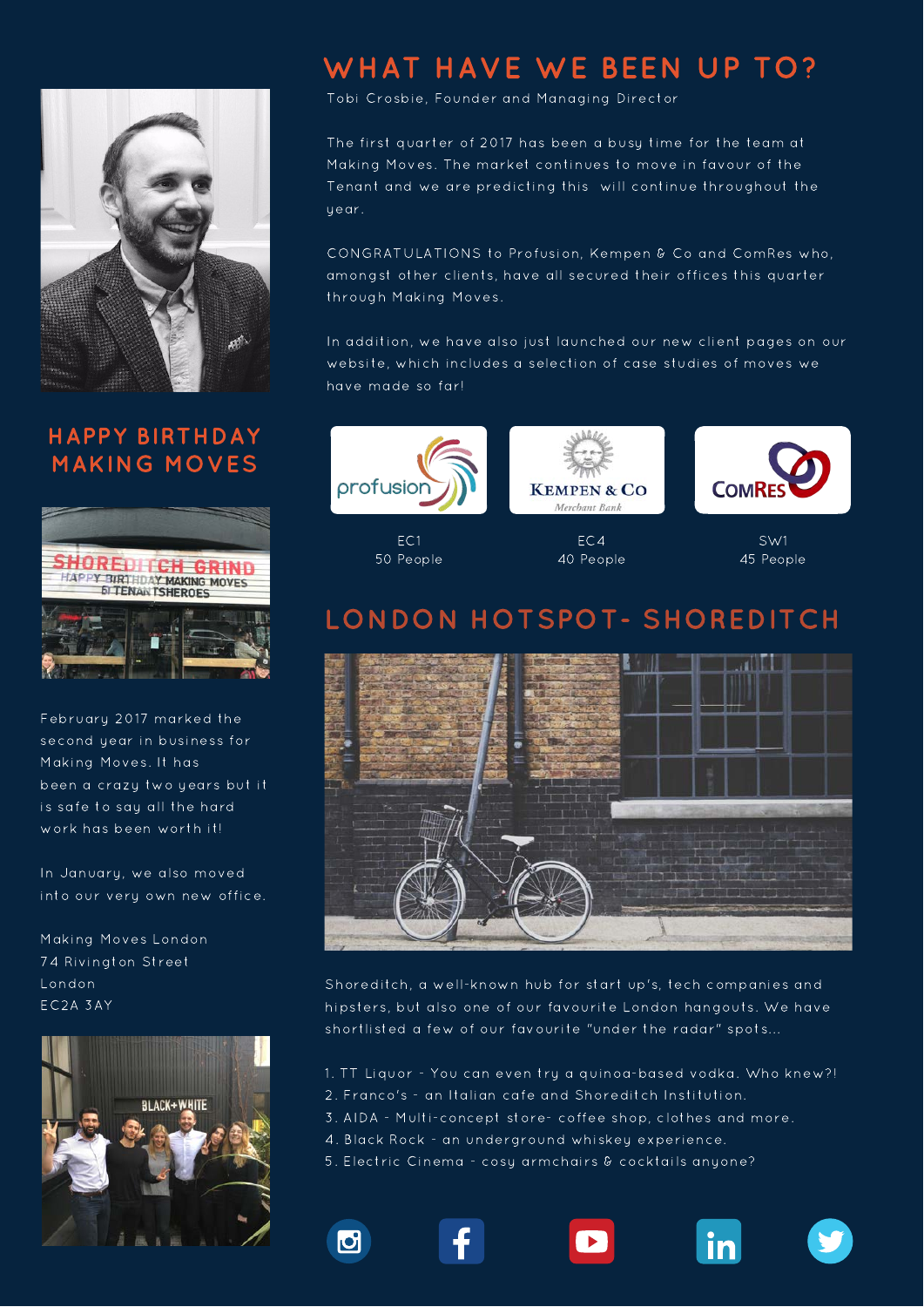## HAPPY BIRTHDAY MAKING MOVES

February 2017 marked the second year in business for Making Moves. It has been a crazy two years but it is safe to say all the hard work has been worth it!

In January, we also moved into our very own new office.

Making Moves London
74 Rivington Street
London
EC2A 3AY

# WHAT HAVE WE BEEN UP TO?

Tobi Crosbie, Founder and Managing Director

The first quarter of 2017 has been a busy time for the team at Making Moves. The market continues to move in favour of the Tenant and we are predicting this will continue throughout the year.

CONGRATULATIONS to Profusion, Kempen & Co and ComRes who, amongst other clients, have all secured their offices this quarter through Making Moves.

In addition, we have also just launched our new client pages on our website, which includes a selection of case studies of moves we have made so far!

| Profusion | Kempen & Co | ComRes |
|---|---|---|
| EC1<br>50 People | EC4<br>40 People | SW1<br>45 People |

# LONDON HOTSPOT- SHOREDITCH

Shoreditch, a well-known hub for start up's, tech companies and hipsters, but also one of our favourite London hangouts. We have shortlisted a few of our favourite "under the radar" spots...

1. TT Liquor - You can even try a quinoa-based vodka. Who knew?!
2. Franco's - an Italian cafe and Shoreditch Institution.
3. AIDA - Multi-concept store- coffee shop, clothes and more.
4. Black Rock - an underground whiskey experience.
5. Electric Cinema - cosy armchairs & cocktails anyone?